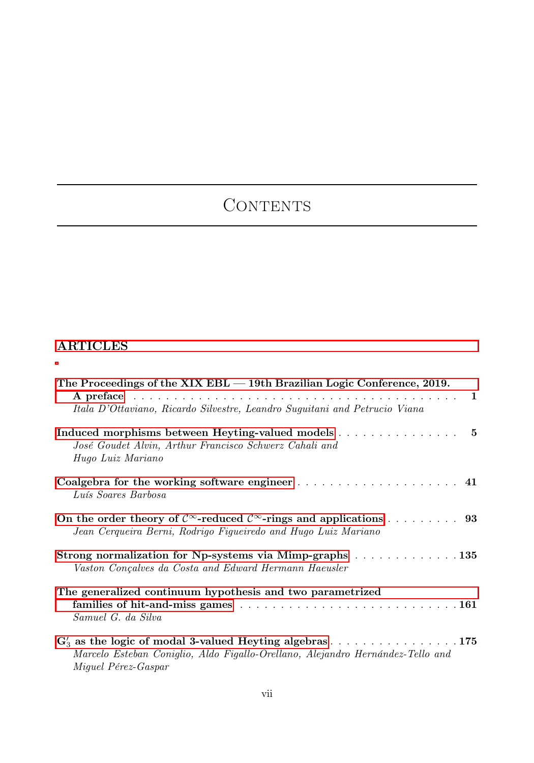# Contents

## ARTICLES

**The Proceedings of the XIX EBL — 19th Brazilian Logic Conference, 2019. A preface** . . . . . . . . . . 1
*Itala D'Ottaviano, Ricardo Silvestre, Leandro Suguitani and Petrucio Viana*

**Induced morphisms between Heyting-valued models** . . . . . . . . . . 5
*José Goudet Alvin, Arthur Francisco Schwerz Cahali and Hugo Luiz Mariano*

**Coalgebra for the working software engineer** . . . . . . . . . . 41
*Luís Soares Barbosa*

**On the order theory of $\mathcal{C}^\infty$-reduced $\mathcal{C}^\infty$-rings and applications** . . . . . . . . . . 93
*Jean Cerqueira Berni, Rodrigo Figueiredo and Hugo Luiz Mariano*

**Strong normalization for Np-systems via Mimp-graphs** . . . . . . . . . . 135
*Vaston Conçalves da Costa and Edward Hermann Haeusler*

**The generalized continuum hypothesis and two parametrized families of hit-and-miss games** . . . . . . . . . . 161
*Samuel G. da Silva*

**$\mathbf{G}'_3$ as the logic of modal 3-valued Heyting algebras** . . . . . . . . . . 175
*Marcelo Esteban Coniglio, Aldo Figallo-Orellano, Alejandro Hernández-Tello and Miguel Pérez-Gaspar*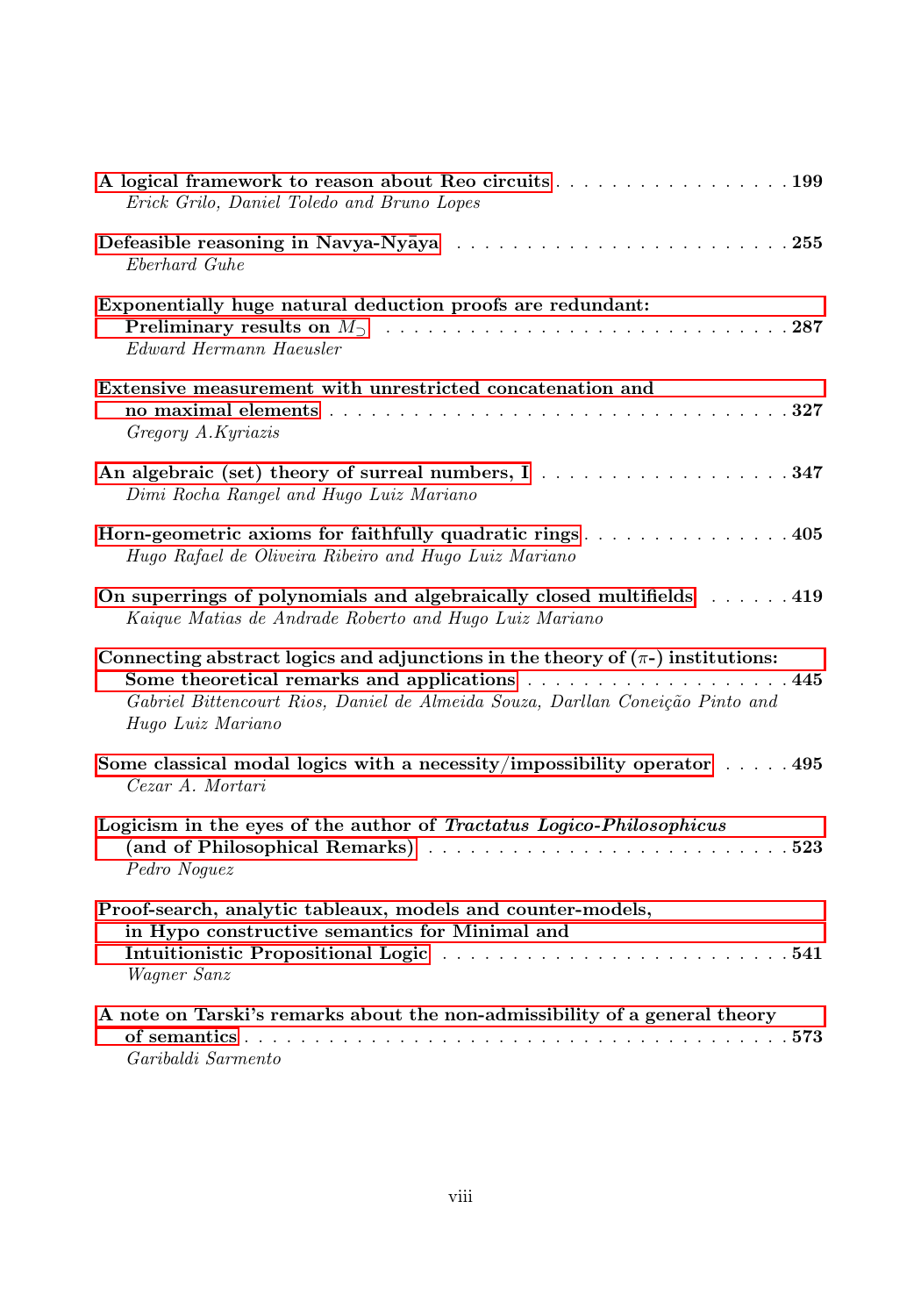**A logical framework to reason about Reo circuits** . . . . . . . . . . . . . . . . . **199**
*Erick Grilo, Daniel Toledo and Bruno Lopes*

**Defeasible reasoning in Navya-Nyāya** . . . . . . . . . . . . . . . . . . . . . . . . . **255**
*Eberhard Guhe*

**Exponentially huge natural deduction proofs are redundant: Preliminary results on $M_{\supset}$** . . . . . . . . . . . . . . . . . . . . . . . . . . . . . **287**
*Edward Hermann Haeusler*

**Extensive measurement with unrestricted concatenation and no maximal elements** . . . . . . . . . . . . . . . . . . . . . . . . . . . . . . . . **327**
*Gregory A.Kyriazis*

**An algebraic (set) theory of surreal numbers, I** . . . . . . . . . . . . . . . . . . **347**
*Dimi Rocha Rangel and Hugo Luiz Mariano*

**Horn-geometric axioms for faithfully quadratic rings** . . . . . . . . . . . . . . . **405**
*Hugo Rafael de Oliveira Ribeiro and Hugo Luiz Mariano*

**On superrings of polynomials and algebraically closed multifields** . . . . . . **419**
*Kaique Matias de Andrade Roberto and Hugo Luiz Mariano*

**Connecting abstract logics and adjunctions in the theory of ($\pi$-) institutions: Some theoretical remarks and applications** . . . . . . . . . . . . . . . . . . . **445**
*Gabriel Bittencourt Rios, Daniel de Almeida Souza, Darllan Coneição Pinto and Hugo Luiz Mariano*

**Some classical modal logics with a necessity/impossibility operator** . . . . . **495**
*Cezar A. Mortari*

**Logicism in the eyes of the author of *Tractatus Logico-Philosophicus* (and of Philosophical Remarks)** . . . . . . . . . . . . . . . . . . . . . . . . . . **523**
*Pedro Noguez*

**Proof-search, analytic tableaux, models and counter-models, in Hypo constructive semantics for Minimal and Intuitionistic Propositional Logic** . . . . . . . . . . . . . . . . . . . . . . . . . **541**
*Wagner Sanz*

**A note on Tarski's remarks about the non-admissibility of a general theory of semantics** . . . . . . . . . . . . . . . . . . . . . . . . . . . . . . . . . . . . . . . . **573**
*Garibaldi Sarmento*